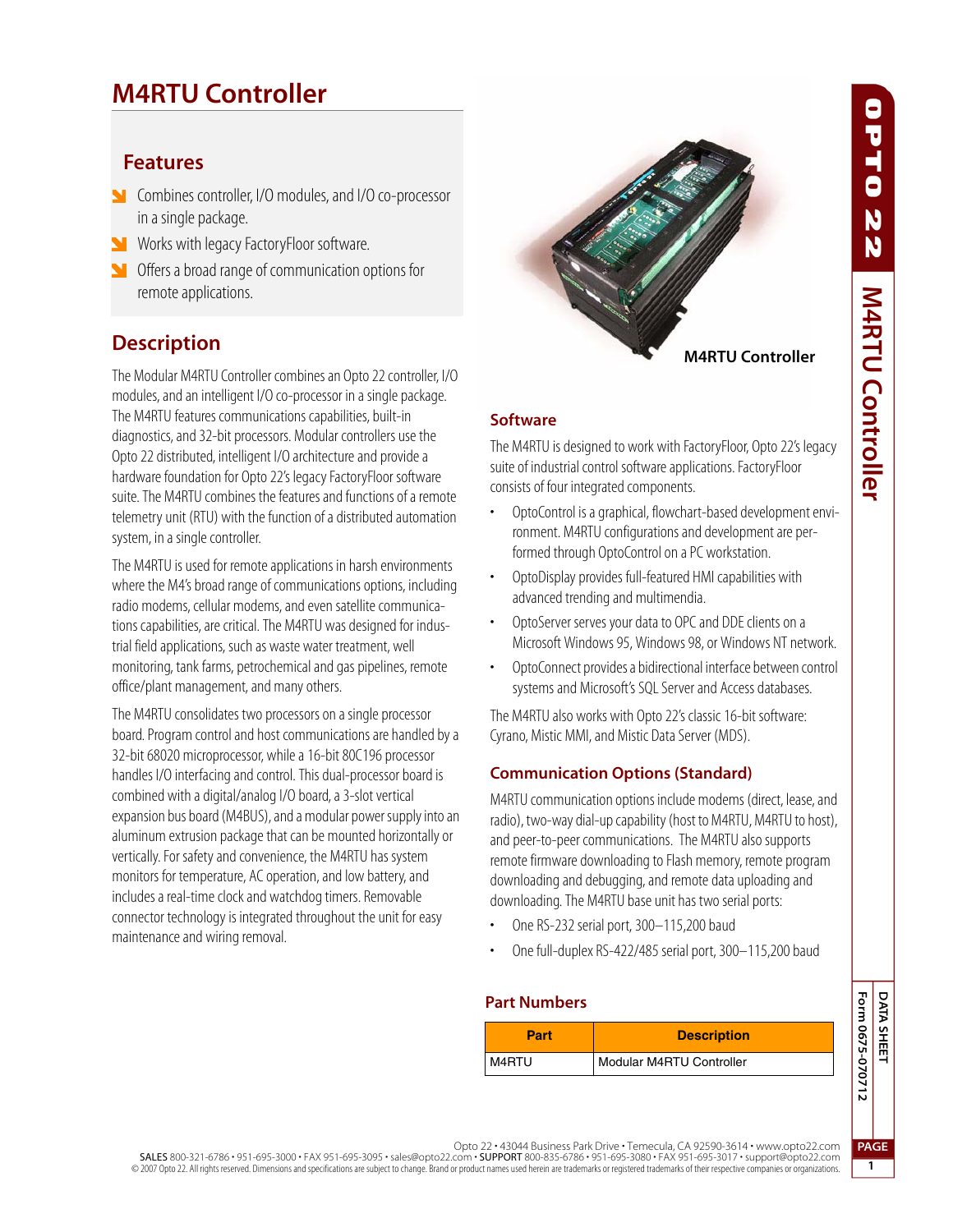# M4RTU Controller

## Features

- Combines controller, I/O modules, and I/O co-processor in a single package.
- Works with legacy FactoryFloor software.
- Offers a broad range of communication options for remote applications.

## Description

The Modular M4RTU Controller combines an Opto 22 controller, I/O modules, and an intelligent I/O co-processor in a single package. The M4RTU features communications capabilities, built-in diagnostics, and 32-bit processors. Modular controllers use the Opto 22 distributed, intelligent I/O architecture and provide a hardware foundation for Opto 22's legacy FactoryFloor software suite. The M4RTU combines the features and functions of a remote telemetry unit (RTU) with the function of a distributed automation system, in a single controller.

The M4RTU is used for remote applications in harsh environments where the M4's broad range of communications options, including radio modems, cellular modems, and even satellite communications capabilities, are critical. The M4RTU was designed for industrial field applications, such as waste water treatment, well monitoring, tank farms, petrochemical and gas pipelines, remote office/plant management, and many others.

The M4RTU consolidates two processors on a single processor board. Program control and host communications are handled by a 32-bit 68020 microprocessor, while a 16-bit 80C196 processor handles I/O interfacing and control. This dual-processor board is combined with a digital/analog I/O board, a 3-slot vertical expansion bus board (M4BUS), and a modular power supply into an aluminum extrusion package that can be mounted horizontally or vertically. For safety and convenience, the M4RTU has system monitors for temperature, AC operation, and low battery, and includes a real-time clock and watchdog timers. Removable connector technology is integrated throughout the unit for easy maintenance and wiring removal.

M4RTU Controller

## Software

The M4RTU is designed to work with FactoryFloor, Opto 22's legacy suite of industrial control software applications. FactoryFloor consists of four integrated components.

- OptoControl is a graphical, flowchart-based development environment. M4RTU configurations and development are performed through OptoControl on a PC workstation.
- OptoDisplay provides full-featured HMI capabilities with advanced trending and multimendia.
- OptoServer serves your data to OPC and DDE clients on a Microsoft Windows 95, Windows 98, or Windows NT network.
- OptoConnect provides a bidirectional interface between control systems and Microsoft's SQL Server and Access databases.

The M4RTU also works with Opto 22's classic 16-bit software: Cyrano, Mistic MMI, and Mistic Data Server (MDS).

## Communication Options (Standard)

M4RTU communication options include modems (direct, lease, and radio), two-way dial-up capability (host to M4RTU, M4RTU to host), and peer-to-peer communications. The M4RTU also supports remote firmware downloading to Flash memory, remote program downloading and debugging, and remote data uploading and downloading. The M4RTU base unit has two serial ports:

- One RS-232 serial port, 300–115,200 baud
- One full-duplex RS-422/485 serial port, 300–115,200 baud

## Part Numbers

| Part | Description |
|---|---|
| M4RTU | Modular M4RTU Controller |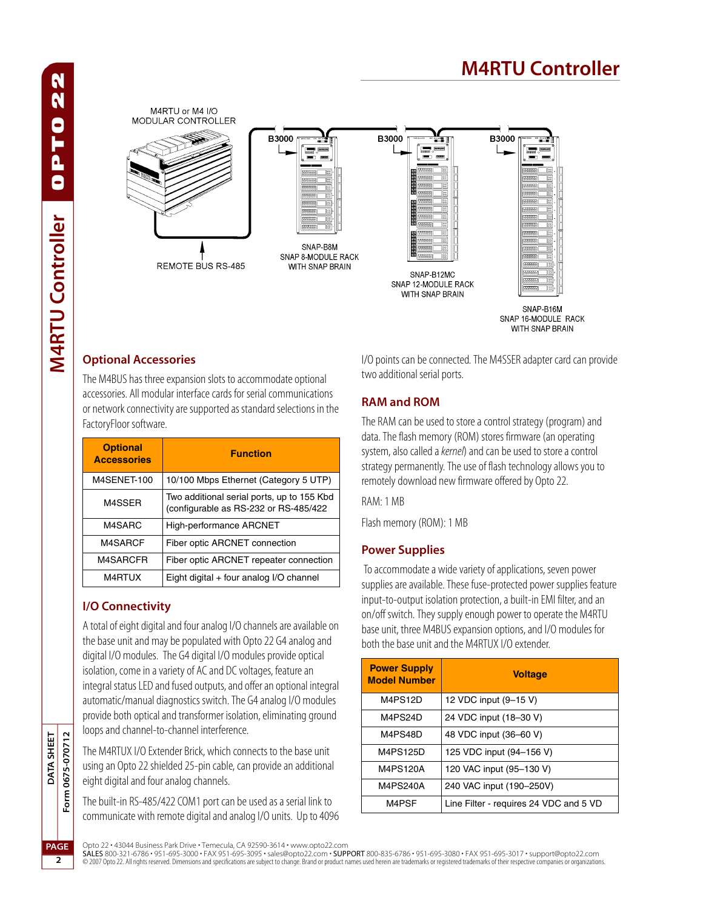# M4RTU Controller

M4RTU or M4 I/O MODULAR CONTROLLER

B3000 B3000 B3000

REMOTE BUS RS-485

SNAP-B8M
SNAP 8-MODULE RACK
WITH SNAP BRAIN

SNAP-B12MC
SNAP 12-MODULE RACK
WITH SNAP BRAIN

SNAP-B16M
SNAP 16-MODULE RACK
WITH SNAP BRAIN

## Optional Accessories

The M4BUS has three expansion slots to accommodate optional accessories. All modular interface cards for serial communications or network connectivity are supported as standard selections in the FactoryFloor software.

| Optional Accessories | Function |
|---|---|
| M4SENET-100 | 10/100 Mbps Ethernet (Category 5 UTP) |
| M4SSER | Two additional serial ports, up to 155 Kbd (configurable as RS-232 or RS-485/422 |
| M4SARC | High-performance ARCNET |
| M4SARCF | Fiber optic ARCNET connection |
| M4SARCFR | Fiber optic ARCNET repeater connection |
| M4RTUX | Eight digital + four analog I/O channel |

## I/O Connectivity

A total of eight digital and four analog I/O channels are available on the base unit and may be populated with Opto 22 G4 analog and digital I/O modules. The G4 digital I/O modules provide optical isolation, come in a variety of AC and DC voltages, feature an integral status LED and fused outputs, and offer an optional integral automatic/manual diagnostics switch. The G4 analog I/O modules provide both optical and transformer isolation, eliminating ground loops and channel-to-channel interference.

The M4RTUX I/O Extender Brick, which connects to the base unit using an Opto 22 shielded 25-pin cable, can provide an additional eight digital and four analog channels.

The built-in RS-485/422 COM1 port can be used as a serial link to communicate with remote digital and analog I/O units. Up to 4096 I/O points can be connected. The M4SSER adapter card can provide two additional serial ports.

## RAM and ROM

The RAM can be used to store a control strategy (program) and data. The flash memory (ROM) stores firmware (an operating system, also called a *kernel*) and can be used to store a control strategy permanently. The use of flash technology allows you to remotely download new firmware offered by Opto 22.

RAM: 1 MB

Flash memory (ROM): 1 MB

## Power Supplies

To accommodate a wide variety of applications, seven power supplies are available. These fuse-protected power supplies feature input-to-output isolation protection, a built-in EMI filter, and an on/off switch. They supply enough power to operate the M4RTU base unit, three M4BUS expansion options, and I/O modules for both the base unit and the M4RTUX I/O extender.

| Power Supply Model Number | Voltage |
|---|---|
| M4PS12D | 12 VDC input (9–15 V) |
| M4PS24D | 24 VDC input (18–30 V) |
| M4PS48D | 48 VDC input (36–60 V) |
| M4PS125D | 125 VDC input (94–156 V) |
| M4PS120A | 120 VAC input (95–130 V) |
| M4PS240A | 240 VAC input (190–250V) |
| M4PSF | Line Filter - requires 24 VDC and 5 VD |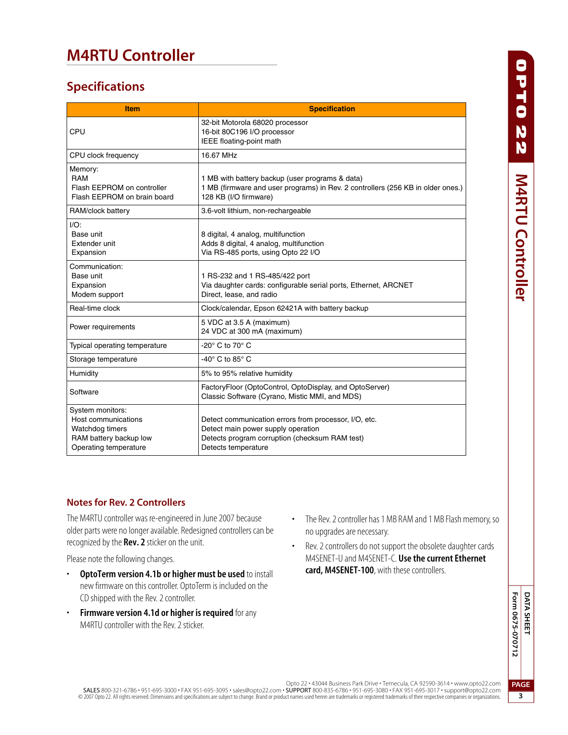# M4RTU Controller

## Specifications

| Item | Specification |
|---|---|
| CPU | 32-bit Motorola 68020 processor<br>16-bit 80C196 I/O processor<br>IEEE floating-point math |
| CPU clock frequency | 16.67 MHz |
| Memory:<br>RAM<br>Flash EEPROM on controller<br>Flash EEPROM on brain board | <br>1 MB with battery backup (user programs & data)<br>1 MB (firmware and user programs) in Rev. 2 controllers (256 KB in older ones.)<br>128 KB (I/O firmware) |
| RAM/clock battery | 3.6-volt lithium, non-rechargeable |
| I/O:<br>Base unit<br>Extender unit<br>Expansion | <br>8 digital, 4 analog, multifunction<br>Adds 8 digital, 4 analog, multifunction<br>Via RS-485 ports, using Opto 22 I/O |
| Communication:<br>Base unit<br>Expansion<br>Modem support | <br>1 RS-232 and 1 RS-485/422 port<br>Via daughter cards: configurable serial ports, Ethernet, ARCNET<br>Direct, lease, and radio |
| Real-time clock | Clock/calendar, Epson 62421A with battery backup |
| Power requirements | 5 VDC at 3.5 A (maximum)<br>24 VDC at 300 mA (maximum) |
| Typical operating temperature | -20° C to 70° C |
| Storage temperature | -40° C to 85° C |
| Humidity | 5% to 95% relative humidity |
| Software | FactoryFloor (OptoControl, OptoDisplay, and OptoServer)<br>Classic Software (Cyrano, Mistic MMI, and MDS) |
| System monitors:<br>Host communications<br>Watchdog timers<br>RAM battery backup low<br>Operating temperature | <br>Detect communication errors from processor, I/O, etc.<br>Detect main power supply operation<br>Detects program corruption (checksum RAM test)<br>Detects temperature |

### Notes for Rev. 2 Controllers

The M4RTU controller was re-engineered in June 2007 because older parts were no longer available. Redesigned controllers can be recognized by the **Rev. 2** sticker on the unit.

Please note the following changes.

- **OptoTerm version 4.1b or higher must be used** to install new firmware on this controller. OptoTerm is included on the CD shipped with the Rev. 2 controller.
- **Firmware version 4.1d or higher is required** for any M4RTU controller with the Rev. 2 sticker.
- The Rev. 2 controller has 1 MB RAM and 1 MB Flash memory, so no upgrades are necessary.
- Rev. 2 controllers do not support the obsolete daughter cards M4SENET-U and M4SENET-C. **Use the current Ethernet card, M4SENET-100**, with these controllers.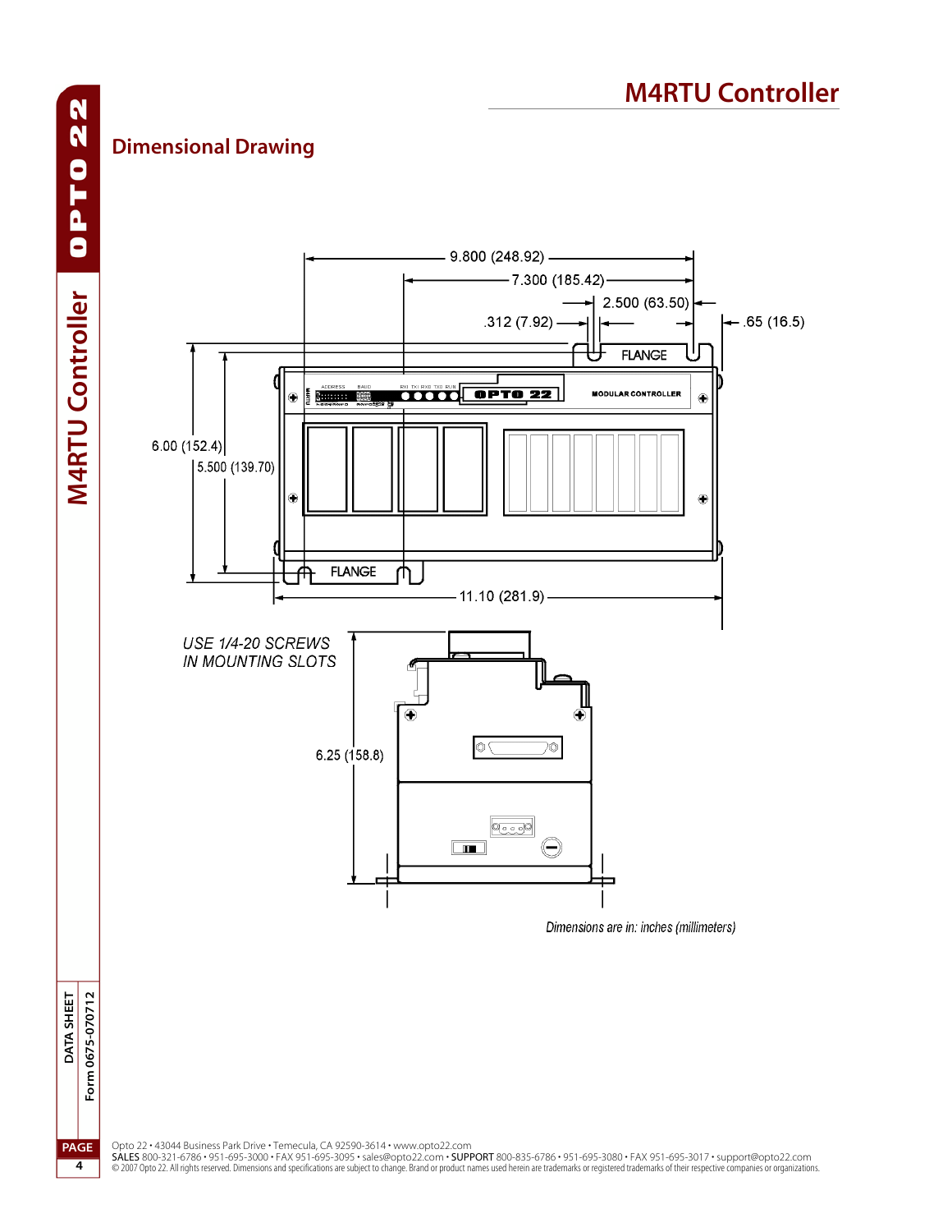## Dimensional Drawing

9.800 (248.92)

7.300 (185.42)

2.500 (63.50)

.312 (7.92)

.65 (16.5)

FLANGE

6.00 (152.4)

5.500 (139.70)

MODULAR CONTROLLER

FLANGE

11.10 (281.9)

USE 1/4-20 SCREWS
IN MOUNTING SLOTS

6.25 (158.8)

*Dimensions are in: inches (millimeters)*

Opto 22 • 43044 Business Park Drive • Temecula, CA 92590-3614 • www.opto22.com
SALES 800-321-6786 • 951-695-3000 • FAX 951-695-3095 • sales@opto22.com • SUPPORT 800-835-6786 • 951-695-3080 • FAX 951-695-3017 • support@opto22.com
© 2007 Opto 22. All rights reserved. Dimensions and specifications are subject to change. Brand or product names used herein are trademarks or registered trademarks of their respective companies or organizations.